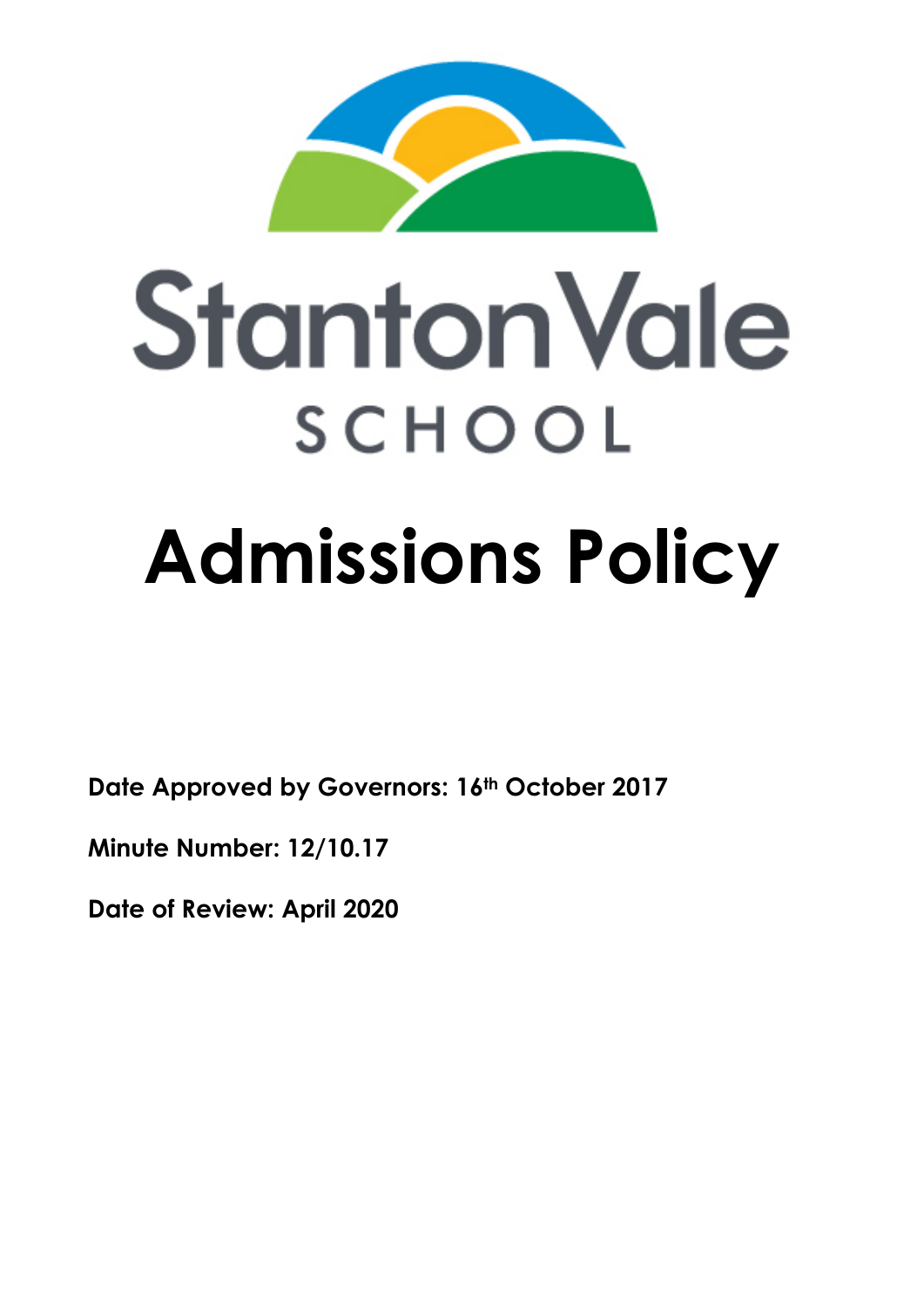Stanton Vale

SCHOOL

# Admissions Policy

**Date Approved by Governors: 16th October 2017**

**Minute Number: 12/10.17**

**Date of Review: April 2020**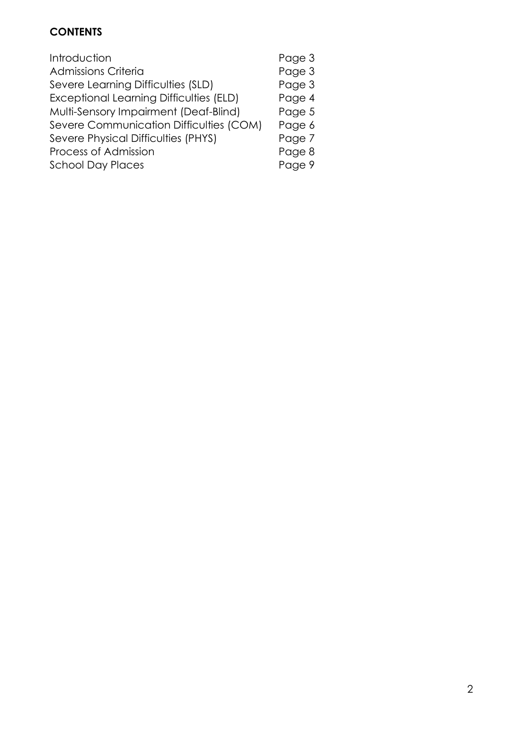**CONTENTS**

| | |
|---|---|
| Introduction | Page 3 |
| Admissions Criteria | Page 3 |
| Severe Learning Difficulties (SLD) | Page 3 |
| Exceptional Learning Difficulties (ELD) | Page 4 |
| Multi-Sensory Impairment (Deaf-Blind) | Page 5 |
| Severe Communication Difficulties (COM) | Page 6 |
| Severe Physical Difficulties (PHYS) | Page 7 |
| Process of Admission | Page 8 |
| School Day Places | Page 9 |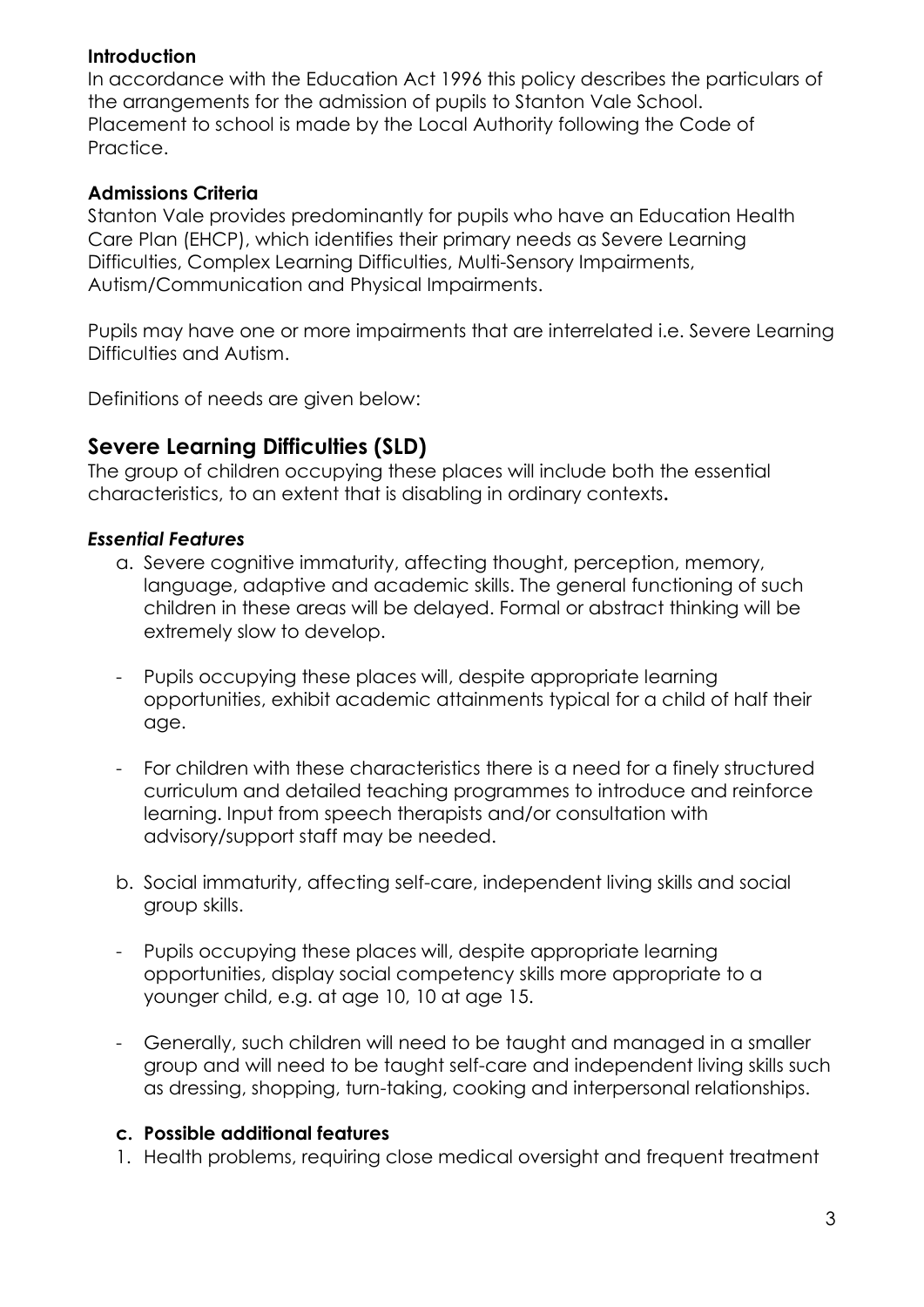**Introduction**

In accordance with the Education Act 1996 this policy describes the particulars of the arrangements for the admission of pupils to Stanton Vale School. Placement to school is made by the Local Authority following the Code of Practice.

**Admissions Criteria**

Stanton Vale provides predominantly for pupils who have an Education Health Care Plan (EHCP), which identifies their primary needs as Severe Learning Difficulties, Complex Learning Difficulties, Multi-Sensory Impairments, Autism/Communication and Physical Impairments.

Pupils may have one or more impairments that are interrelated i.e. Severe Learning Difficulties and Autism.

Definitions of needs are given below:

## Severe Learning Difficulties (SLD)

The group of children occupying these places will include both the essential characteristics, to an extent that is disabling in ordinary contexts**.**

***Essential Features***

a. Severe cognitive immaturity, affecting thought, perception, memory, language, adaptive and academic skills. The general functioning of such children in these areas will be delayed. Formal or abstract thinking will be extremely slow to develop.

- Pupils occupying these places will, despite appropriate learning opportunities, exhibit academic attainments typical for a child of half their age.

- For children with these characteristics there is a need for a finely structured curriculum and detailed teaching programmes to introduce and reinforce learning. Input from speech therapists and/or consultation with advisory/support staff may be needed.

b. Social immaturity, affecting self-care, independent living skills and social group skills.

- Pupils occupying these places will, despite appropriate learning opportunities, display social competency skills more appropriate to a younger child, e.g. at age 10, 10 at age 15.

- Generally, such children will need to be taught and managed in a smaller group and will need to be taught self-care and independent living skills such as dressing, shopping, turn-taking, cooking and interpersonal relationships.

**c. Possible additional features**

1. Health problems, requiring close medical oversight and frequent treatment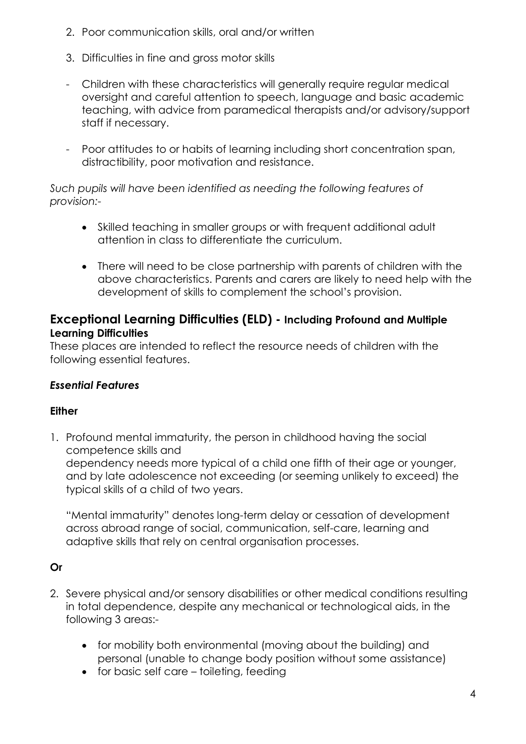2. Poor communication skills, oral and/or written

3. Difficulties in fine and gross motor skills

- Children with these characteristics will generally require regular medical oversight and careful attention to speech, language and basic academic teaching, with advice from paramedical therapists and/or advisory/support staff if necessary.

- Poor attitudes to or habits of learning including short concentration span, distractibility, poor motivation and resistance.

*Such pupils will have been identified as needing the following features of provision:-*

- Skilled teaching in smaller groups or with frequent additional adult attention in class to differentiate the curriculum.

- There will need to be close partnership with parents of children with the above characteristics. Parents and carers are likely to need help with the development of skills to complement the school's provision.

## Exceptional Learning Difficulties (ELD) - Including Profound and Multiple Learning Difficulties

These places are intended to reflect the resource needs of children with the following essential features.

### *Essential Features*

**Either**

1. Profound mental immaturity, the person in childhood having the social competence skills and dependency needs more typical of a child one fifth of their age or younger, and by late adolescence not exceeding (or seeming unlikely to exceed) the typical skills of a child of two years.

   "Mental immaturity" denotes long-term delay or cessation of development across abroad range of social, communication, self-care, learning and adaptive skills that rely on central organisation processes.

**Or**

2. Severe physical and/or sensory disabilities or other medical conditions resulting in total dependence, despite any mechanical or technological aids, in the following 3 areas:-

   - for mobility both environmental (moving about the building) and personal (unable to change body position without some assistance)
   - for basic self care – toileting, feeding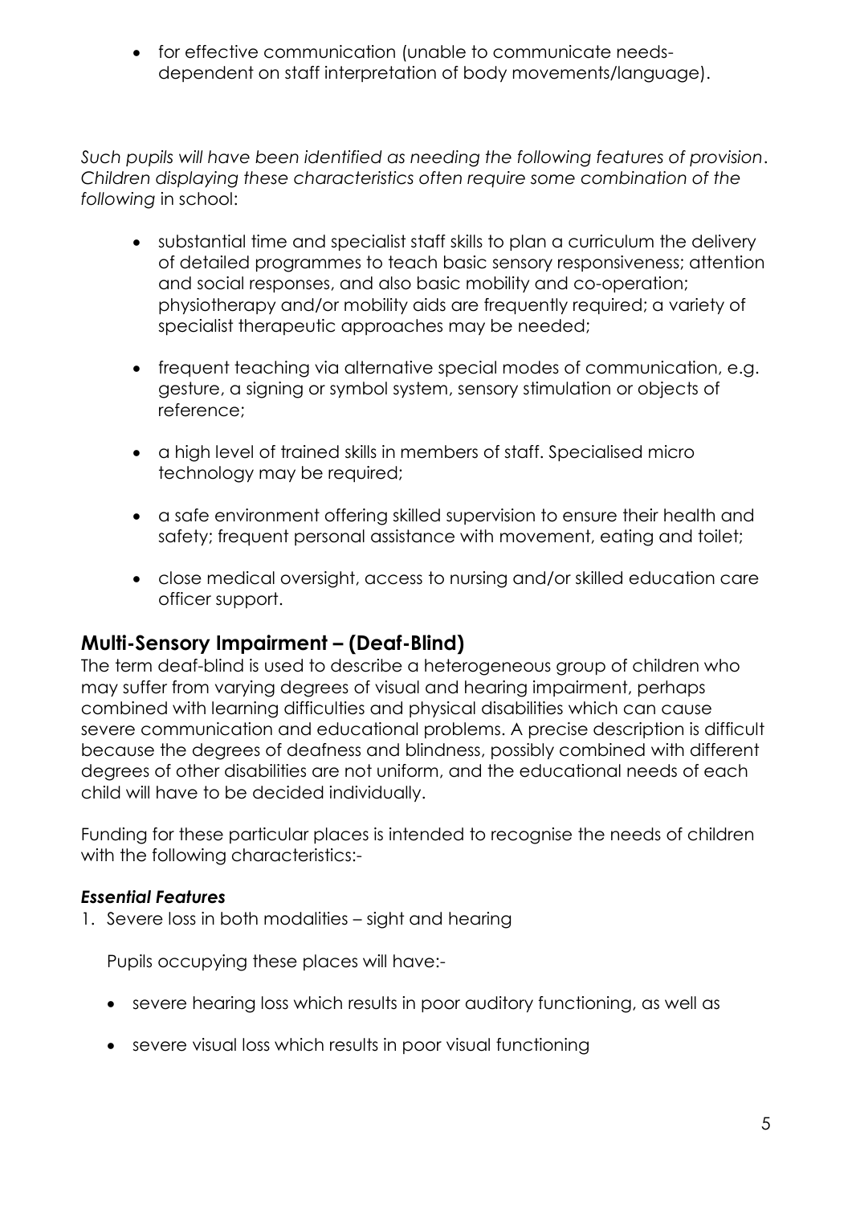- for effective communication (unable to communicate needs-dependent on staff interpretation of body movements/language).

*Such pupils will have been identified as needing the following features of provision. Children displaying these characteristics often require some combination of the following* in school:

- substantial time and specialist staff skills to plan a curriculum the delivery of detailed programmes to teach basic sensory responsiveness; attention and social responses, and also basic mobility and co-operation; physiotherapy and/or mobility aids are frequently required; a variety of specialist therapeutic approaches may be needed;
- frequent teaching via alternative special modes of communication, e.g. gesture, a signing or symbol system, sensory stimulation or objects of reference;
- a high level of trained skills in members of staff. Specialised micro technology may be required;
- a safe environment offering skilled supervision to ensure their health and safety; frequent personal assistance with movement, eating and toilet;
- close medical oversight, access to nursing and/or skilled education care officer support.

## Multi-Sensory Impairment – (Deaf-Blind)

The term deaf-blind is used to describe a heterogeneous group of children who may suffer from varying degrees of visual and hearing impairment, perhaps combined with learning difficulties and physical disabilities which can cause severe communication and educational problems. A precise description is difficult because the degrees of deafness and blindness, possibly combined with different degrees of other disabilities are not uniform, and the educational needs of each child will have to be decided individually.

Funding for these particular places is intended to recognise the needs of children with the following characteristics:-

***Essential Features***

1. Severe loss in both modalities – sight and hearing

   Pupils occupying these places will have:-

   - severe hearing loss which results in poor auditory functioning, as well as
   - severe visual loss which results in poor visual functioning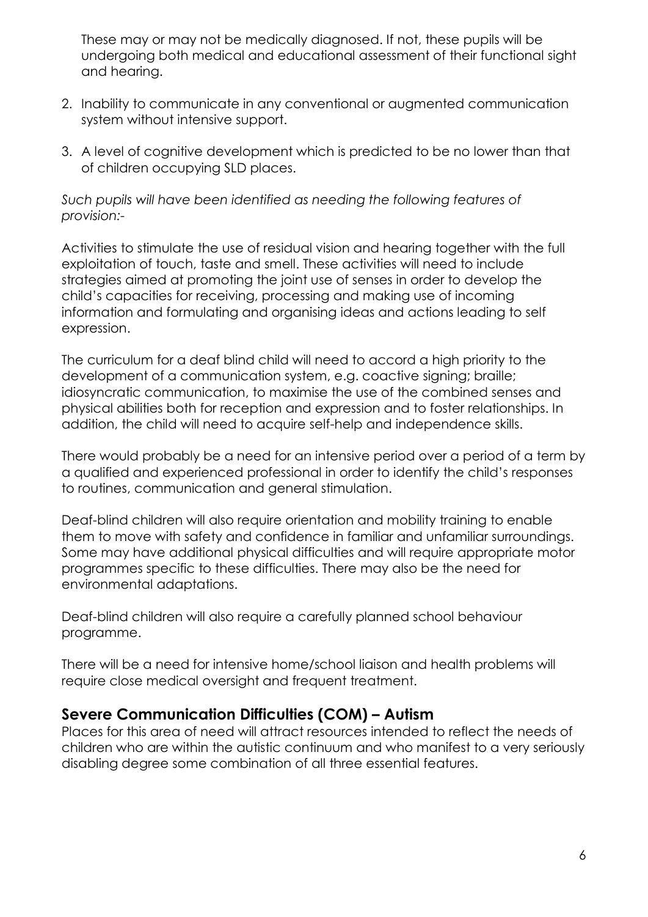These may or may not be medically diagnosed. If not, these pupils will be undergoing both medical and educational assessment of their functional sight and hearing.

2. Inability to communicate in any conventional or augmented communication system without intensive support.
3. A level of cognitive development which is predicted to be no lower than that of children occupying SLD places.

*Such pupils will have been identified as needing the following features of provision:-*

Activities to stimulate the use of residual vision and hearing together with the full exploitation of touch, taste and smell. These activities will need to include strategies aimed at promoting the joint use of senses in order to develop the child's capacities for receiving, processing and making use of incoming information and formulating and organising ideas and actions leading to self expression.

The curriculum for a deaf blind child will need to accord a high priority to the development of a communication system, e.g. coactive signing; braille; idiosyncratic communication, to maximise the use of the combined senses and physical abilities both for reception and expression and to foster relationships. In addition, the child will need to acquire self-help and independence skills.

There would probably be a need for an intensive period over a period of a term by a qualified and experienced professional in order to identify the child's responses to routines, communication and general stimulation.

Deaf-blind children will also require orientation and mobility training to enable them to move with safety and confidence in familiar and unfamiliar surroundings. Some may have additional physical difficulties and will require appropriate motor programmes specific to these difficulties. There may also be the need for environmental adaptations.

Deaf-blind children will also require a carefully planned school behaviour programme.

There will be a need for intensive home/school liaison and health problems will require close medical oversight and frequent treatment.

## Severe Communication Difficulties (COM) – Autism

Places for this area of need will attract resources intended to reflect the needs of children who are within the autistic continuum and who manifest to a very seriously disabling degree some combination of all three essential features.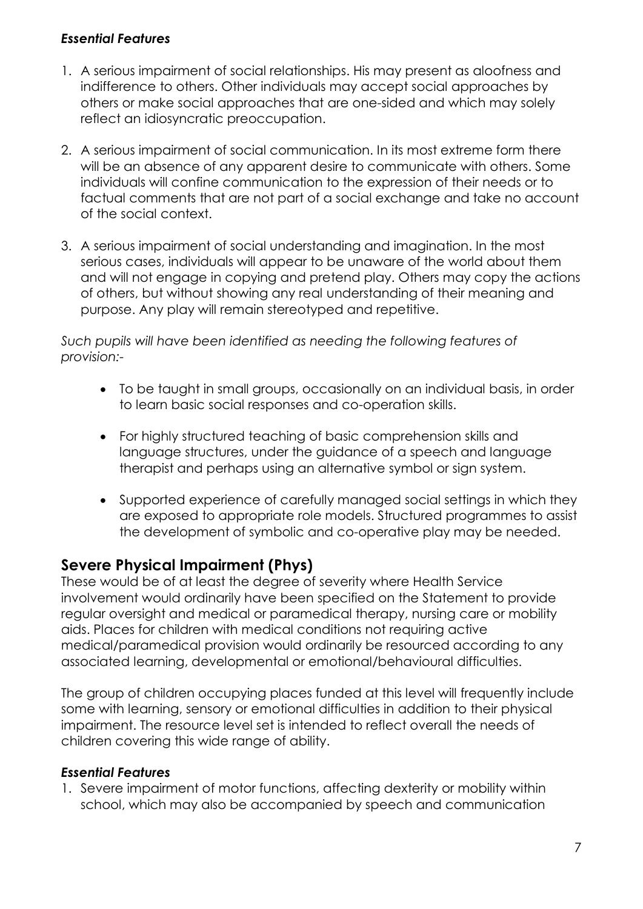### *Essential Features*

1. A serious impairment of social relationships. His may present as aloofness and indifference to others. Other individuals may accept social approaches by others or make social approaches that are one-sided and which may solely reflect an idiosyncratic preoccupation.

2. A serious impairment of social communication. In its most extreme form there will be an absence of any apparent desire to communicate with others. Some individuals will confine communication to the expression of their needs or to factual comments that are not part of a social exchange and take no account of the social context.

3. A serious impairment of social understanding and imagination. In the most serious cases, individuals will appear to be unaware of the world about them and will not engage in copying and pretend play. Others may copy the actions of others, but without showing any real understanding of their meaning and purpose. Any play will remain stereotyped and repetitive.

*Such pupils will have been identified as needing the following features of provision:-*

- To be taught in small groups, occasionally on an individual basis, in order to learn basic social responses and co-operation skills.

- For highly structured teaching of basic comprehension skills and language structures, under the guidance of a speech and language therapist and perhaps using an alternative symbol or sign system.

- Supported experience of carefully managed social settings in which they are exposed to appropriate role models. Structured programmes to assist the development of symbolic and co-operative play may be needed.

## Severe Physical Impairment (Phys)

These would be of at least the degree of severity where Health Service involvement would ordinarily have been specified on the Statement to provide regular oversight and medical or paramedical therapy, nursing care or mobility aids. Places for children with medical conditions not requiring active medical/paramedical provision would ordinarily be resourced according to any associated learning, developmental or emotional/behavioural difficulties.

The group of children occupying places funded at this level will frequently include some with learning, sensory or emotional difficulties in addition to their physical impairment. The resource level set is intended to reflect overall the needs of children covering this wide range of ability.

### *Essential Features*

1. Severe impairment of motor functions, affecting dexterity or mobility within school, which may also be accompanied by speech and communication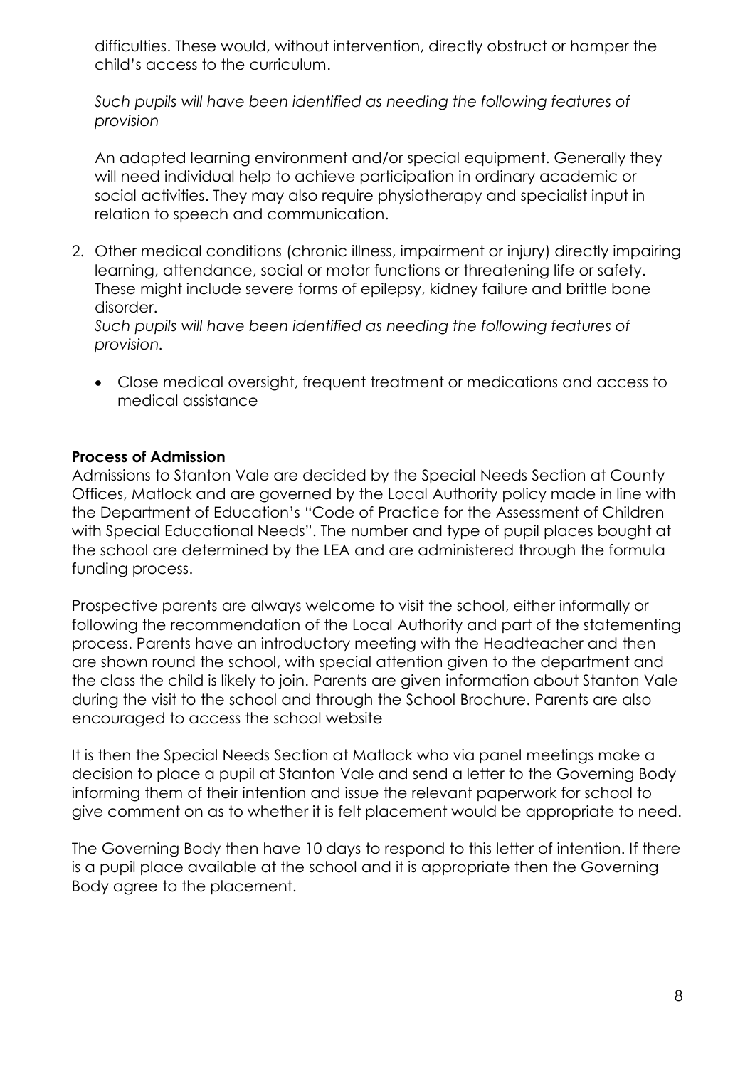difficulties. These would, without intervention, directly obstruct or hamper the child's access to the curriculum.

*Such pupils will have been identified as needing the following features of provision*

An adapted learning environment and/or special equipment. Generally they will need individual help to achieve participation in ordinary academic or social activities. They may also require physiotherapy and specialist input in relation to speech and communication.

2. Other medical conditions (chronic illness, impairment or injury) directly impairing learning, attendance, social or motor functions or threatening life or safety. These might include severe forms of epilepsy, kidney failure and brittle bone disorder.
   *Such pupils will have been identified as needing the following features of provision.*

   - Close medical oversight, frequent treatment or medications and access to medical assistance

**Process of Admission**

Admissions to Stanton Vale are decided by the Special Needs Section at County Offices, Matlock and are governed by the Local Authority policy made in line with the Department of Education's "Code of Practice for the Assessment of Children with Special Educational Needs". The number and type of pupil places bought at the school are determined by the LEA and are administered through the formula funding process.

Prospective parents are always welcome to visit the school, either informally or following the recommendation of the Local Authority and part of the statementing process. Parents have an introductory meeting with the Headteacher and then are shown round the school, with special attention given to the department and the class the child is likely to join. Parents are given information about Stanton Vale during the visit to the school and through the School Brochure. Parents are also encouraged to access the school website

It is then the Special Needs Section at Matlock who via panel meetings make a decision to place a pupil at Stanton Vale and send a letter to the Governing Body informing them of their intention and issue the relevant paperwork for school to give comment on as to whether it is felt placement would be appropriate to need.

The Governing Body then have 10 days to respond to this letter of intention. If there is a pupil place available at the school and it is appropriate then the Governing Body agree to the placement.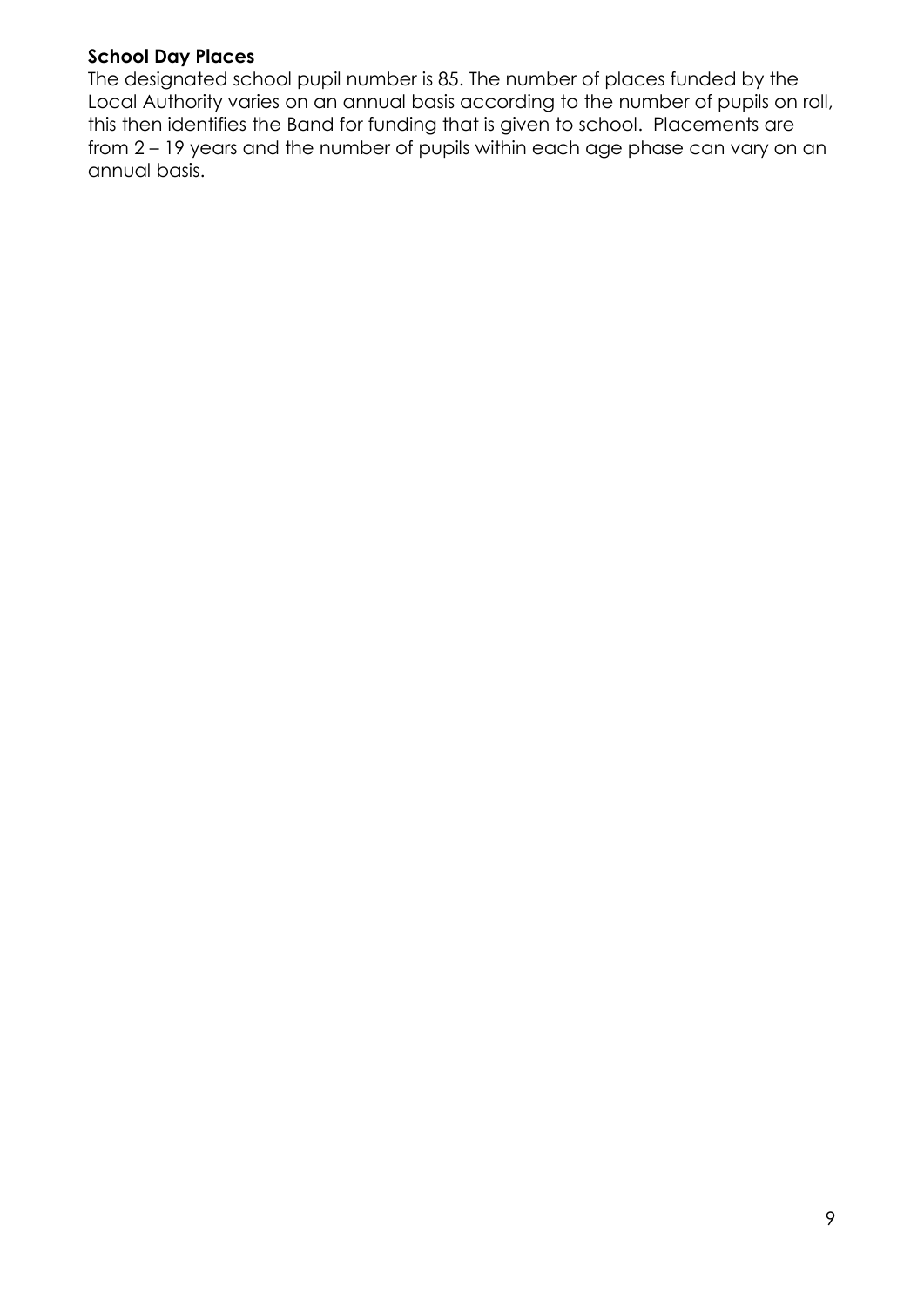**School Day Places**

The designated school pupil number is 85. The number of places funded by the Local Authority varies on an annual basis according to the number of pupils on roll, this then identifies the Band for funding that is given to school. Placements are from 2 – 19 years and the number of pupils within each age phase can vary on an annual basis.